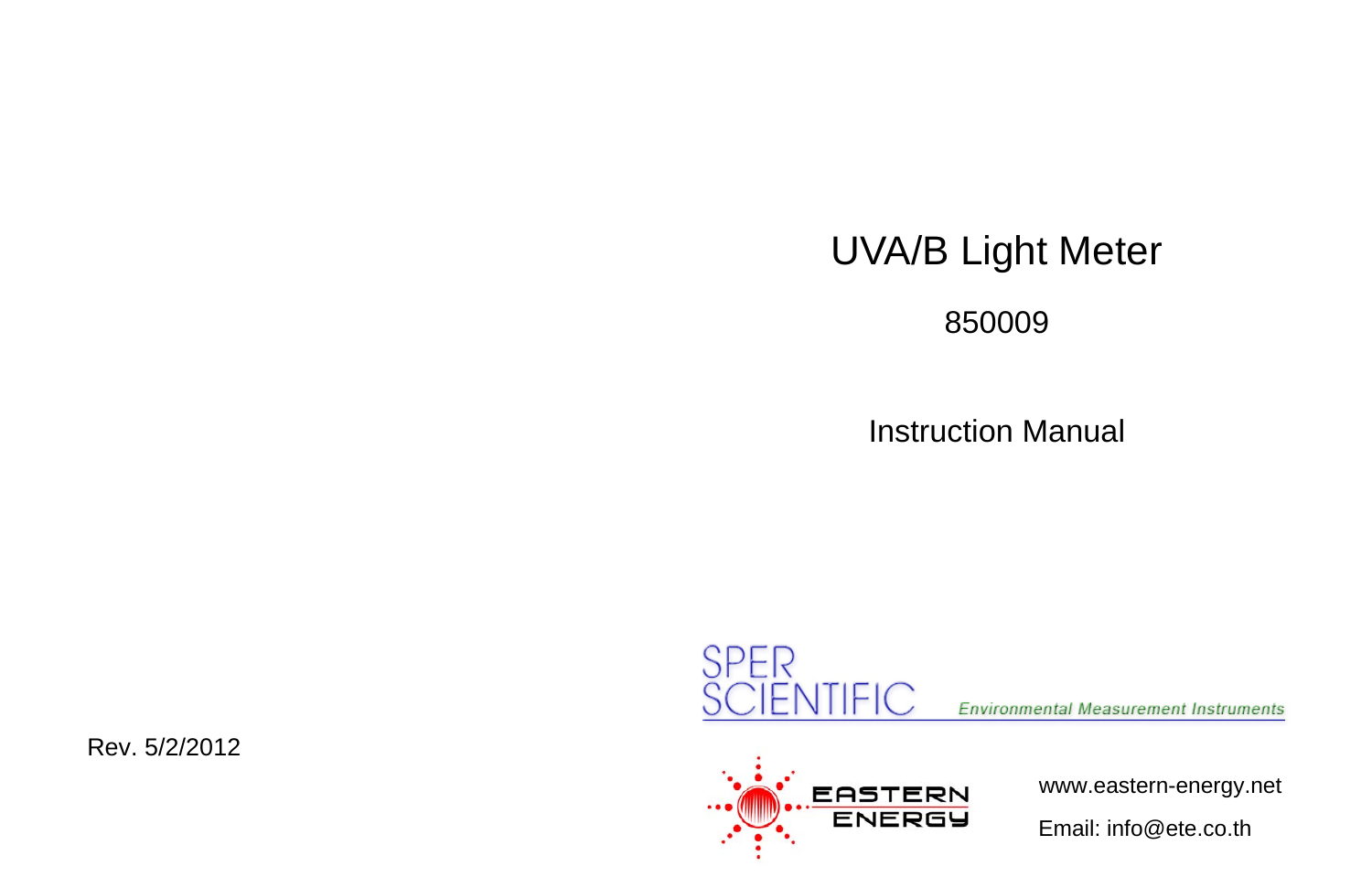# UVA/B Light Meter

850009

Instruction Manual

SPER SCIENTIFIC

*Environmental Measurement Instruments*

Rev. 5/2/2012

EASTERN ENERGY

www.eastern-energy.net

Email: info@ete.co.th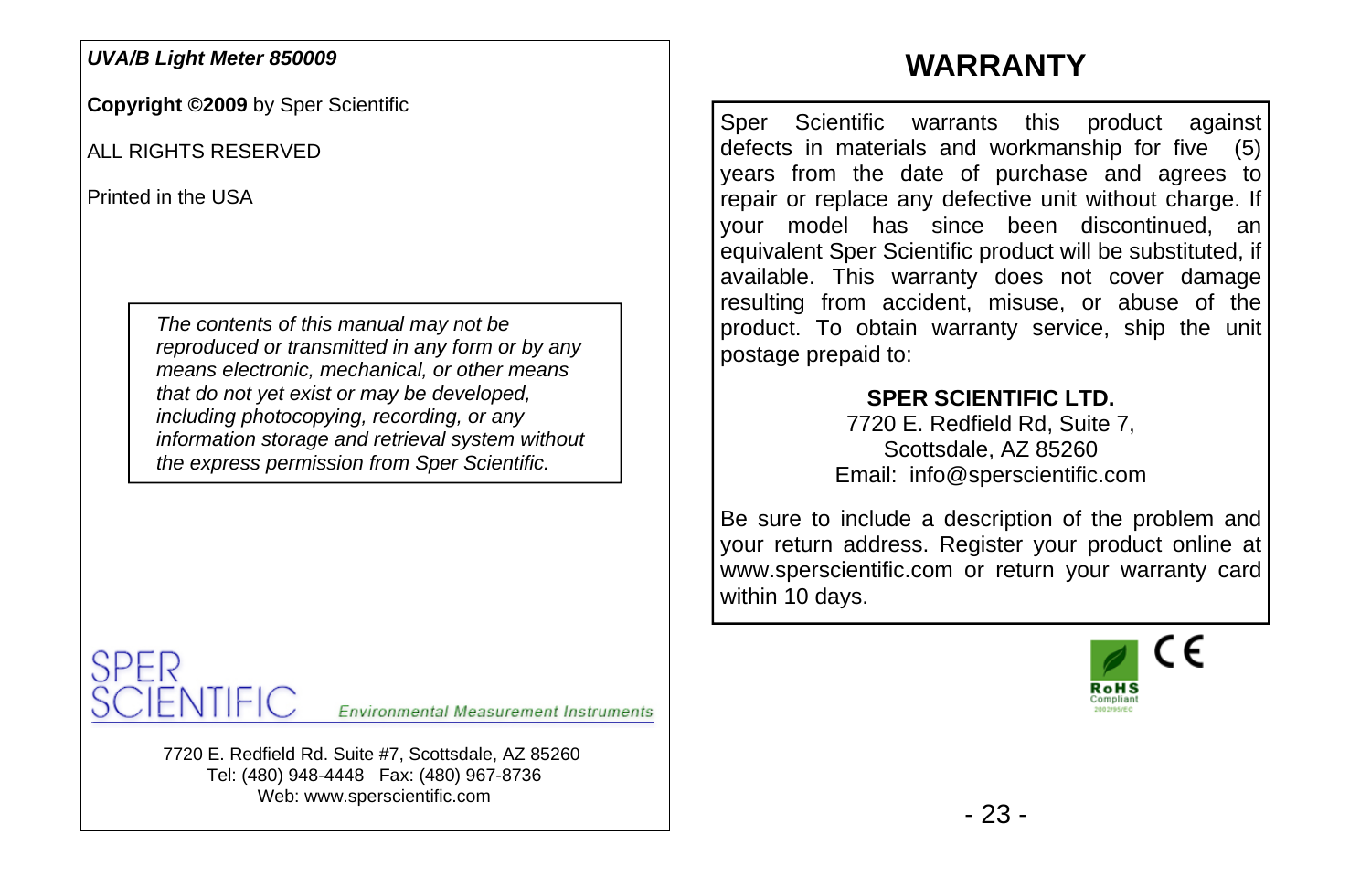***UVA/B Light Meter 850009***

**Copyright ©2009** by Sper Scientific

ALL RIGHTS RESERVED

Printed in the USA

*The contents of this manual may not be reproduced or transmitted in any form or by any means electronic, mechanical, or other means that do not yet exist or may be developed, including photocopying, recording, or any information storage and retrieval system without the express permission from Sper Scientific.*

SPER SCIENTIFIC *Environmental Measurement Instruments*

7720 E. Redfield Rd. Suite #7, Scottsdale, AZ 85260
Tel: (480) 948-4448 Fax: (480) 967-8736
Web: www.sperscientific.com

# WARRANTY

Sper Scientific warrants this product against defects in materials and workmanship for five (5) years from the date of purchase and agrees to repair or replace any defective unit without charge. If your model has since been discontinued, an equivalent Sper Scientific product will be substituted, if available. This warranty does not cover damage resulting from accident, misuse, or abuse of the product. To obtain warranty service, ship the unit postage prepaid to:

**SPER SCIENTIFIC LTD.**
7720 E. Redfield Rd, Suite 7,
Scottsdale, AZ 85260
Email: info@sperscientific.com

Be sure to include a description of the problem and your return address. Register your product online at www.sperscientific.com or return your warranty card within 10 days.

RoHS Compliant 2002/95/EC

CE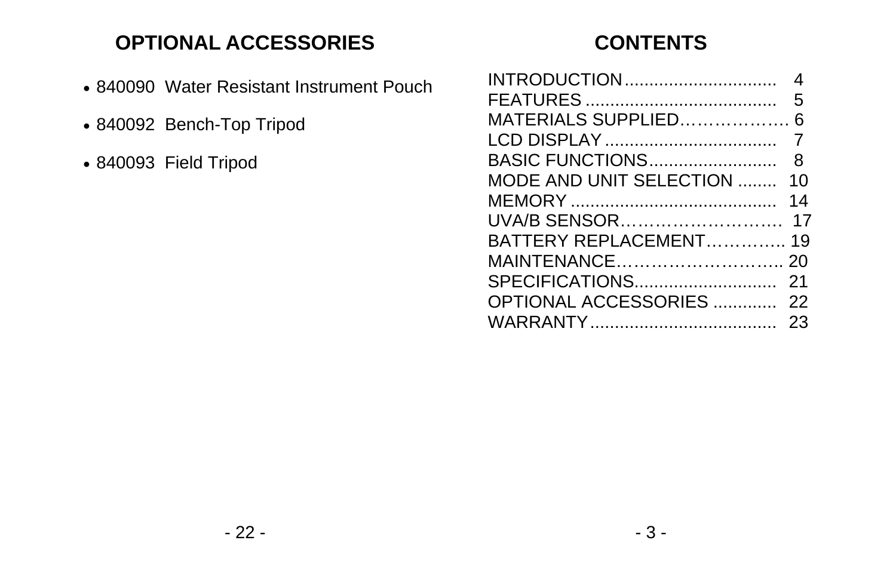## OPTIONAL ACCESSORIES

- 840090 Water Resistant Instrument Pouch
- 840092 Bench-Top Tripod
- 840093 Field Tripod

## CONTENTS

INTRODUCTION.............................. 4
FEATURES ...................................... 5
MATERIALS SUPPLIED………………. 6
LCD DISPLAY .................................. 7
BASIC FUNCTIONS......................... 8
MODE AND UNIT SELECTION ........ 10
MEMORY ......................................... 14
UVA/B SENSOR………………………. 17
BATTERY REPLACEMENT………….. 19
MAINTENANCE……………………….. 20
SPECIFICATIONS............................ 21
OPTIONAL ACCESSORIES ............. 22
WARRANTY..................................... 23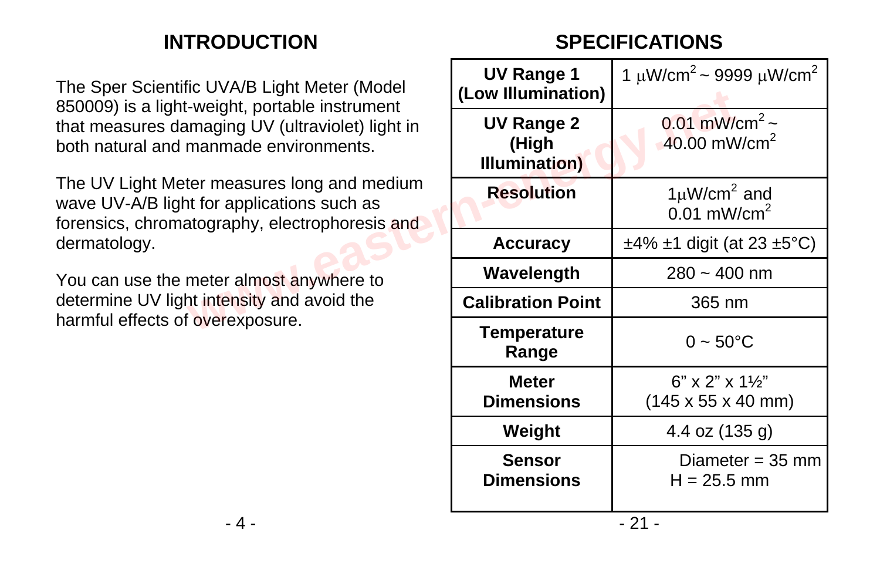## INTRODUCTION

The Sper Scientific UVA/B Light Meter (Model 850009) is a light-weight, portable instrument that measures damaging UV (ultraviolet) light in both natural and manmade environments.

The UV Light Meter measures long and medium wave UV-A/B light for applications such as forensics, chromatography, electrophoresis and dermatology.

You can use the meter almost anywhere to determine UV light intensity and avoid the harmful effects of overexposure.

## SPECIFICATIONS

| | |
|---|---|
| **UV Range 1 (Low Illumination)** | 1 $\mu W/cm^2$ ~ 9999 $\mu W/cm^2$ |
| **UV Range 2 (High Illumination)** | 0.01 $mW/cm^2$ ~ 40.00 $mW/cm^2$ |
| **Resolution** | 1$\mu W/cm^2$ and 0.01 $mW/cm^2$ |
| **Accuracy** | ±4% ±1 digit (at 23 ±5°C) |
| **Wavelength** | 280 ~ 400 nm |
| **Calibration Point** | 365 nm |
| **Temperature Range** | 0 ~ 50°C |
| **Meter Dimensions** | 6" x 2" x 1½" (145 x 55 x 40 mm) |
| **Weight** | 4.4 oz (135 g) |
| **Sensor Dimensions** | Diameter = 35 mm H = 25.5 mm |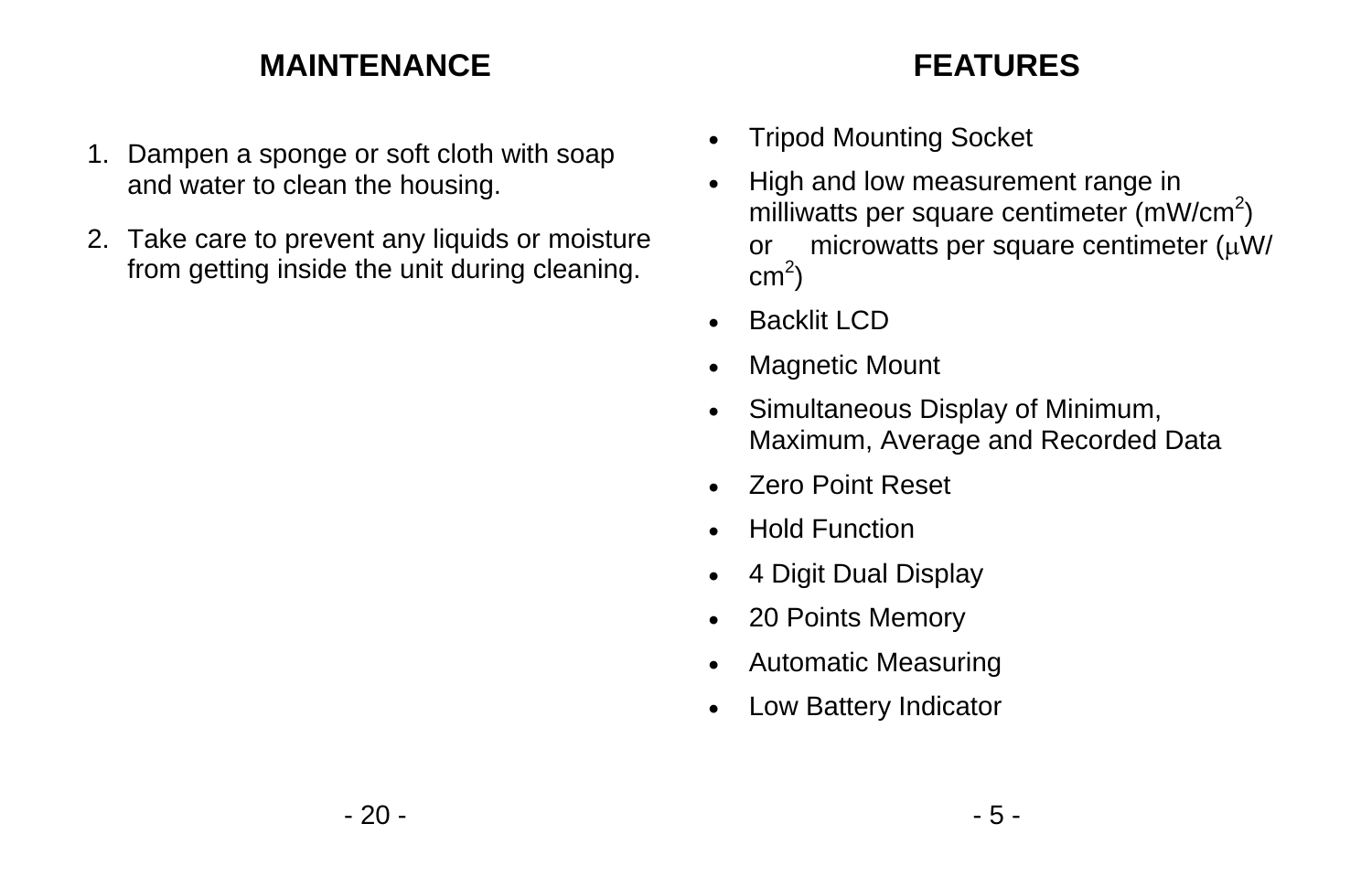## MAINTENANCE

1. Dampen a sponge or soft cloth with soap and water to clean the housing.
2. Take care to prevent any liquids or moisture from getting inside the unit during cleaning.

## FEATURES

- Tripod Mounting Socket
- High and low measurement range in milliwatts per square centimeter ($mW/cm^2$) or microwatts per square centimeter ($\mu W/cm^2$)
- Backlit LCD
- Magnetic Mount
- Simultaneous Display of Minimum, Maximum, Average and Recorded Data
- Zero Point Reset
- Hold Function
- 4 Digit Dual Display
- 20 Points Memory
- Automatic Measuring
- Low Battery Indicator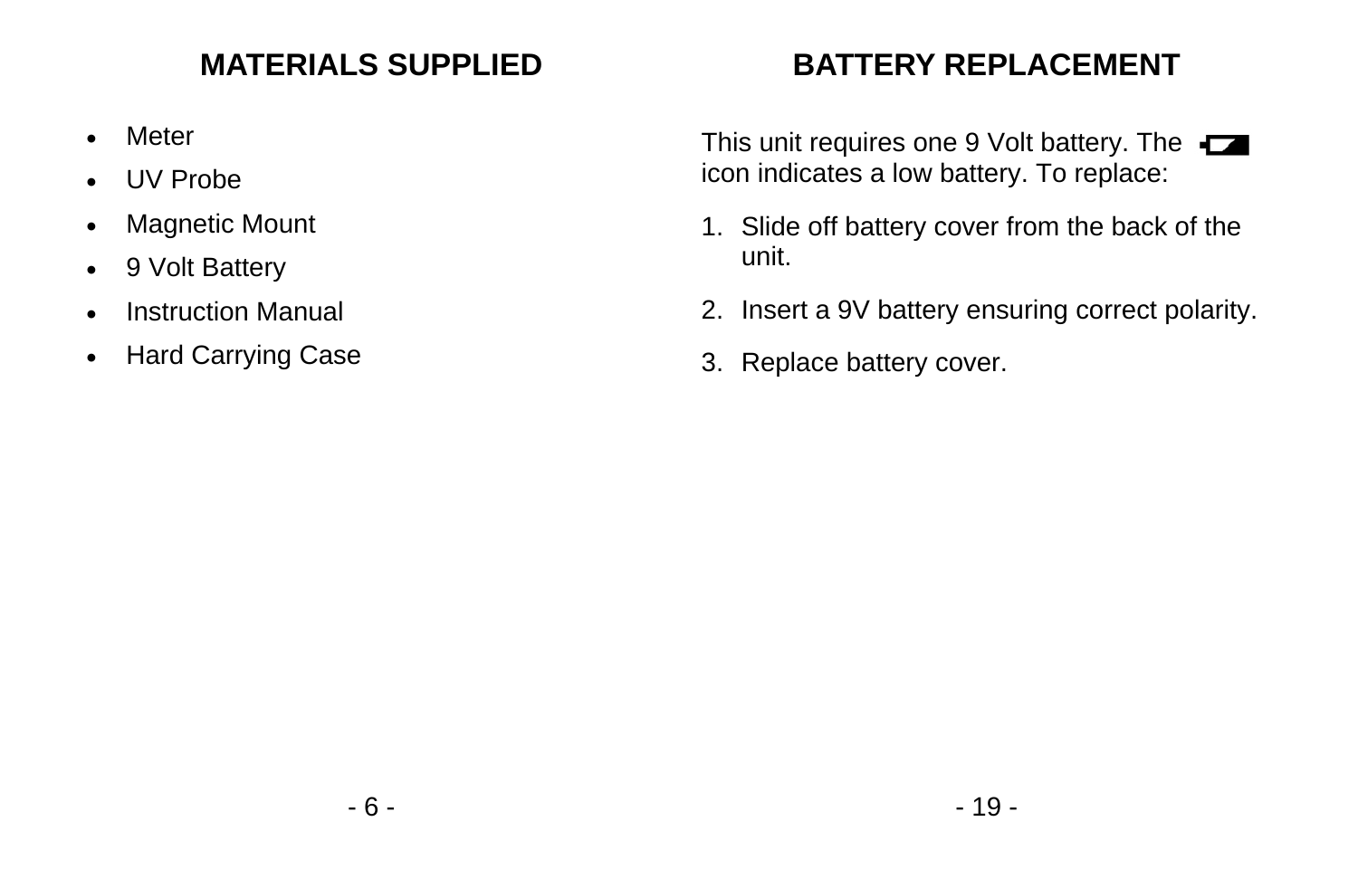## MATERIALS SUPPLIED

- Meter
- UV Probe
- Magnetic Mount
- 9 Volt Battery
- Instruction Manual
- Hard Carrying Case

## BATTERY REPLACEMENT

This unit requires one 9 Volt battery. The icon indicates a low battery. To replace:

1. Slide off battery cover from the back of the unit.
2. Insert a 9V battery ensuring correct polarity.
3. Replace battery cover.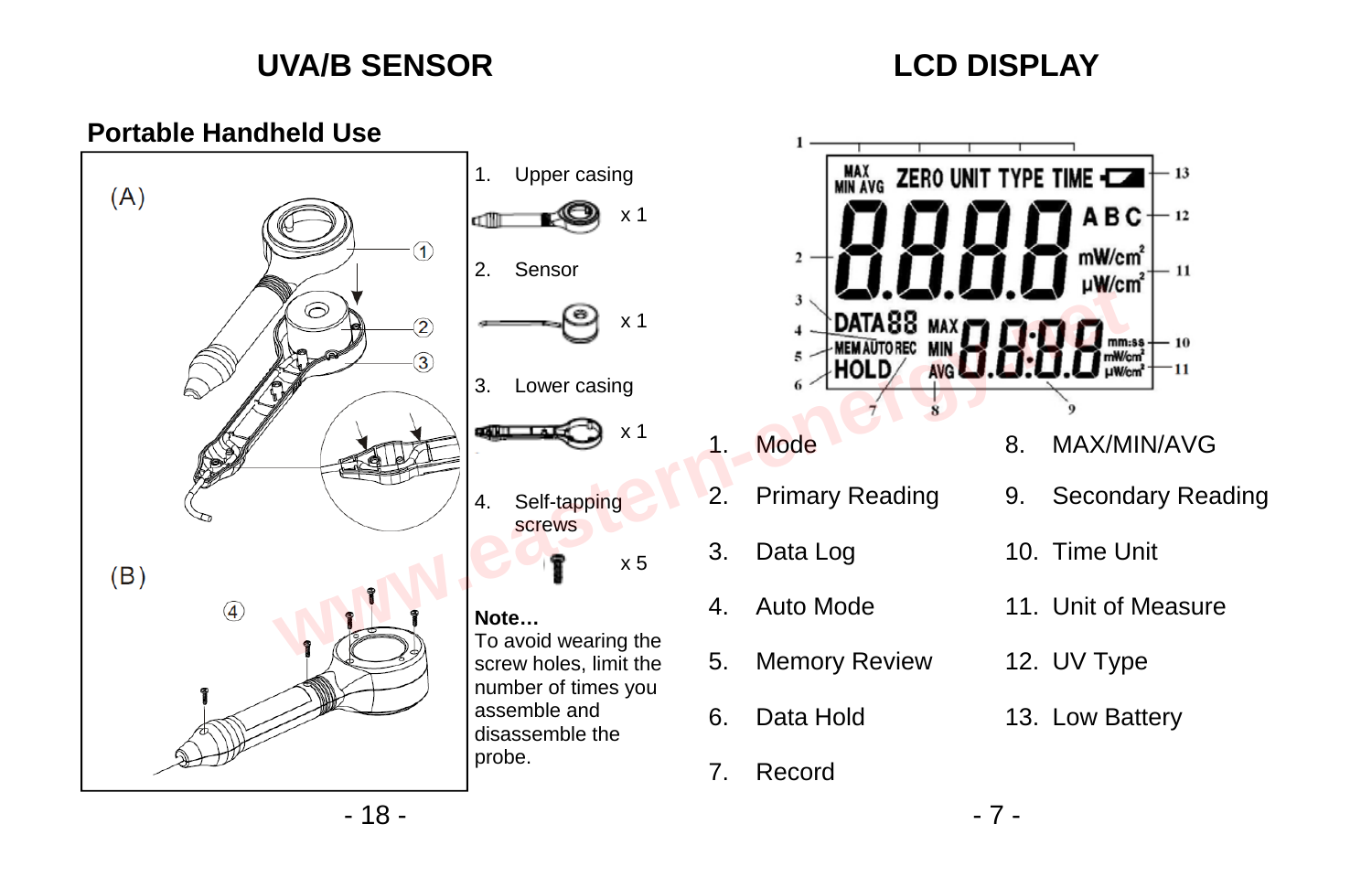# UVA/B SENSOR

## Portable Handheld Use

(A)

(B)

1. Upper casing
   x 1
2. Sensor
   x 1
3. Lower casing
   x 1
4. Self-tapping screws
   x 5

**Note…**
To avoid wearing the screw holes, limit the number of times you assemble and disassemble the probe.

# LCD DISPLAY

1. Mode
2. Primary Reading
3. Data Log
4. Auto Mode
5. Memory Review
6. Data Hold
7. Record
8. MAX/MIN/AVG
9. Secondary Reading
10. Time Unit
11. Unit of Measure
12. UV Type
13. Low Battery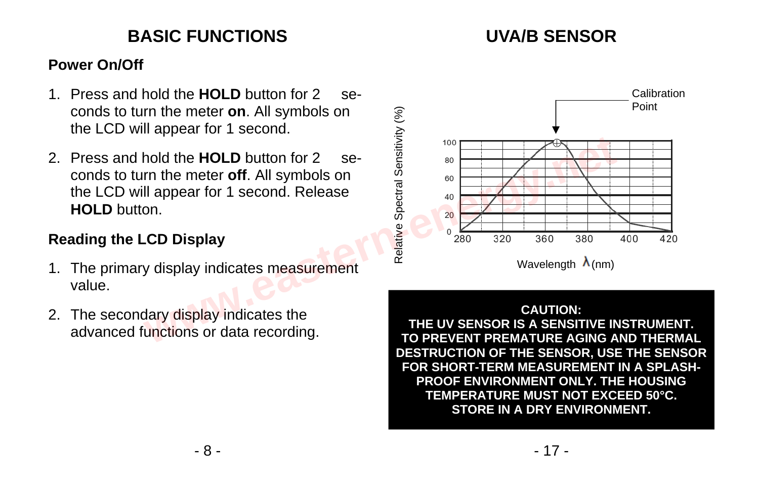## BASIC FUNCTIONS

### Power On/Off

1. Press and hold the **HOLD** button for 2 seconds to turn the meter **on**. All symbols on the LCD will appear for 1 second.
2. Press and hold the **HOLD** button for 2 seconds to turn the meter **off**. All symbols on the LCD will appear for 1 second. Release **HOLD** button.

### Reading the LCD Display

1. The primary display indicates measurement value.
2. The secondary display indicates the advanced functions or data recording.

## UVA/B SENSOR

Calibration Point

Relative Spectral Sensitivity (%)

Wavelength λ (nm)

**CAUTION:**
**THE UV SENSOR IS A SENSITIVE INSTRUMENT. TO PREVENT PREMATURE AGING AND THERMAL DESTRUCTION OF THE SENSOR, USE THE SENSOR FOR SHORT-TERM MEASUREMENT IN A SPLASH-PROOF ENVIRONMENT ONLY. THE HOUSING TEMPERATURE MUST NOT EXCEED 50°C. STORE IN A DRY ENVIRONMENT.**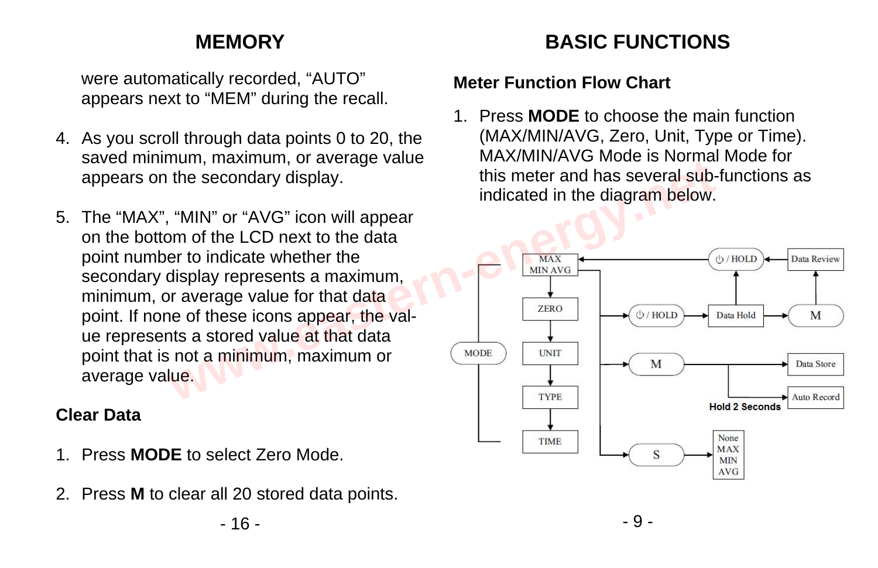## MEMORY

were automatically recorded, “AUTO” appears next to “MEM” during the recall.

4. As you scroll through data points 0 to 20, the saved minimum, maximum, or average value appears on the secondary display.

5. The “MAX”, “MIN” or “AVG” icon will appear on the bottom of the LCD next to the data point number to indicate whether the secondary display represents a maximum, minimum, or average value for that data point. If none of these icons appear, the value represents a stored value at that data point that is not a minimum, maximum or average value.

### Clear Data

1. Press **MODE** to select Zero Mode.

2. Press **M** to clear all 20 stored data points.

## BASIC FUNCTIONS

### Meter Function Flow Chart

1. Press **MODE** to choose the main function (MAX/MIN/AVG, Zero, Unit, Type or Time). MAX/MIN/AVG Mode is Normal Mode for this meter and has several sub-functions as indicated in the diagram below.

MODE → MAX MIN AVG → ZERO → UNIT → TYPE → TIME

⏻ / HOLD → Data Hold → M → Data Review → ⏻ / HOLD → MAX MIN AVG

M → Data Store; Hold 2 Seconds → Auto Record

S → None / MAX / MIN / AVG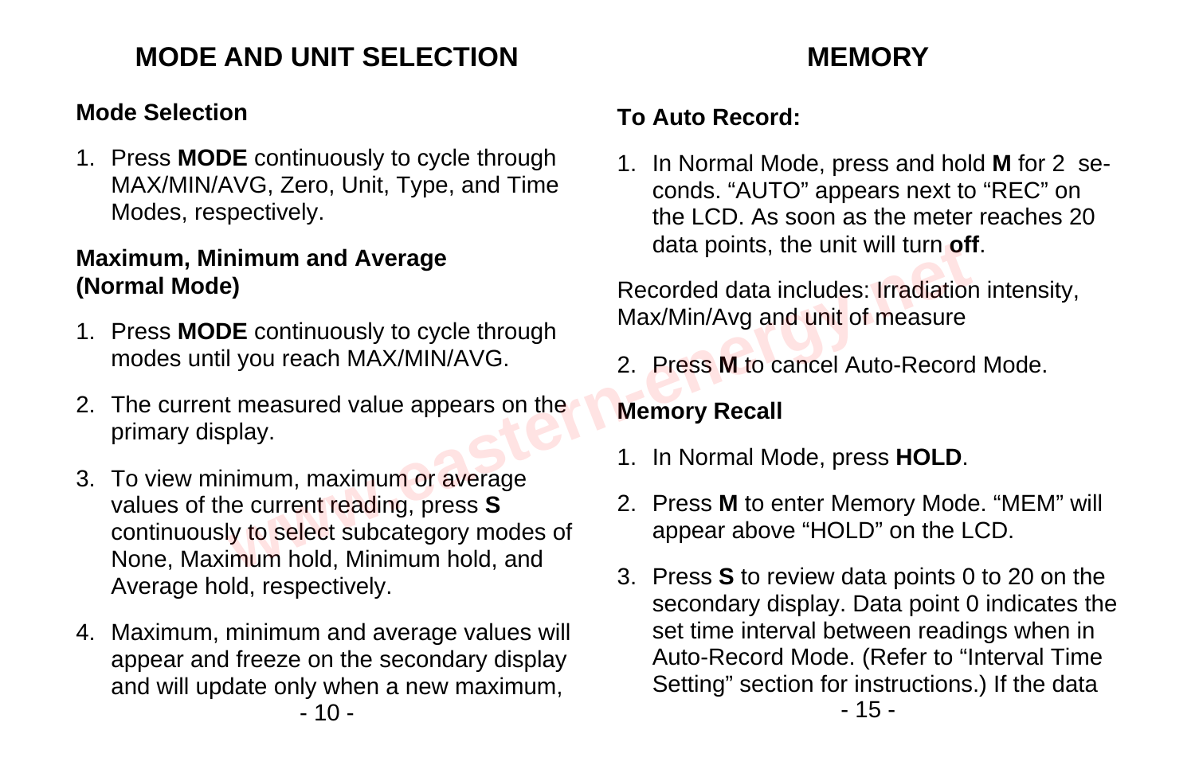## MODE AND UNIT SELECTION

### Mode Selection

1. Press **MODE** continuously to cycle through MAX/MIN/AVG, Zero, Unit, Type, and Time Modes, respectively.

### Maximum, Minimum and Average (Normal Mode)

1. Press **MODE** continuously to cycle through modes until you reach MAX/MIN/AVG.
2. The current measured value appears on the primary display.
3. To view minimum, maximum or average values of the current reading, press **S** continuously to select subcategory modes of None, Maximum hold, Minimum hold, and Average hold, respectively.
4. Maximum, minimum and average values will appear and freeze on the secondary display and will update only when a new maximum,

## MEMORY

### To Auto Record:

1. In Normal Mode, press and hold **M** for 2 seconds. "AUTO" appears next to "REC" on the LCD. As soon as the meter reaches 20 data points, the unit will turn **off**.

Recorded data includes: Irradiation intensity, Max/Min/Avg and unit of measure

2. Press **M** to cancel Auto-Record Mode.

### Memory Recall

1. In Normal Mode, press **HOLD**.
2. Press **M** to enter Memory Mode. "MEM" will appear above "HOLD" on the LCD.
3. Press **S** to review data points 0 to 20 on the secondary display. Data point 0 indicates the set time interval between readings when in Auto-Record Mode. (Refer to "Interval Time Setting" section for instructions.) If the data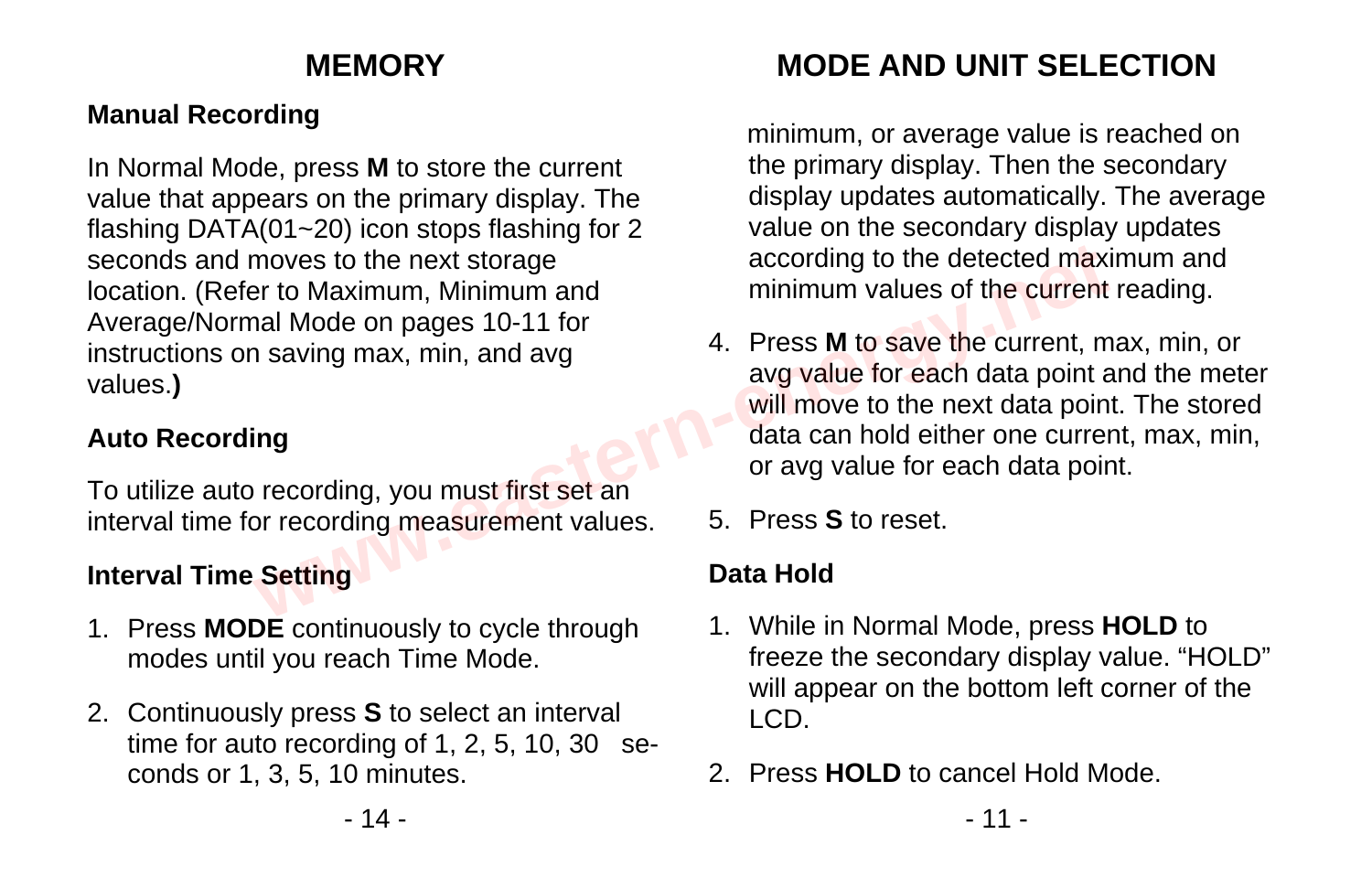# MEMORY

### Manual Recording

In Normal Mode, press **M** to store the current value that appears on the primary display. The flashing DATA(01~20) icon stops flashing for 2 seconds and moves to the next storage location. (Refer to Maximum, Minimum and Average/Normal Mode on pages 10-11 for instructions on saving max, min, and avg values.**)**

### Auto Recording

To utilize auto recording, you must first set an interval time for recording measurement values.

### Interval Time Setting

1. Press **MODE** continuously to cycle through modes until you reach Time Mode.
2. Continuously press **S** to select an interval time for auto recording of 1, 2, 5, 10, 30 seconds or 1, 3, 5, 10 minutes.

# MODE AND UNIT SELECTION

minimum, or average value is reached on the primary display. Then the secondary display updates automatically. The average value on the secondary display updates according to the detected maximum and minimum values of the current reading.

4. Press **M** to save the current, max, min, or avg value for each data point and the meter will move to the next data point. The stored data can hold either one current, max, min, or avg value for each data point.
5. Press **S** to reset.

### Data Hold

1. While in Normal Mode, press **HOLD** to freeze the secondary display value. “HOLD” will appear on the bottom left corner of the LCD.
2. Press **HOLD** to cancel Hold Mode.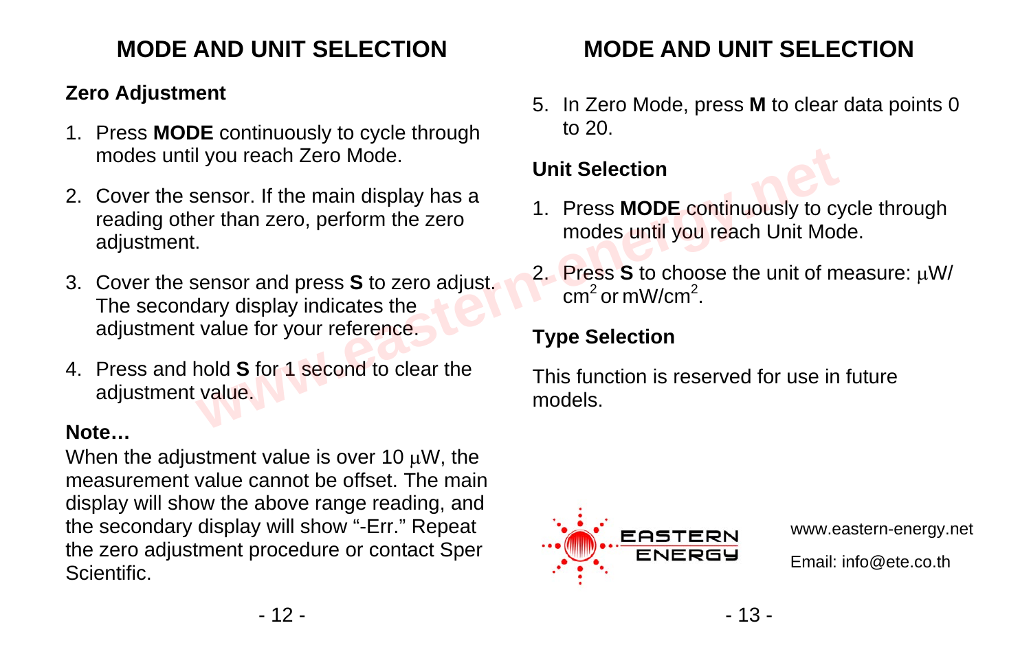## MODE AND UNIT SELECTION

### Zero Adjustment

1. Press **MODE** continuously to cycle through modes until you reach Zero Mode.
2. Cover the sensor. If the main display has a reading other than zero, perform the zero adjustment.
3. Cover the sensor and press **S** to zero adjust. The secondary display indicates the adjustment value for your reference.
4. Press and hold **S** for 1 second to clear the adjustment value.

**Note…**
When the adjustment value is over 10 μW, the measurement value cannot be offset. The main display will show the above range reading, and the secondary display will show "-Err." Repeat the zero adjustment procedure or contact Sper Scientific.

## MODE AND UNIT SELECTION

5. In Zero Mode, press **M** to clear data points 0 to 20.

### Unit Selection

1. Press **MODE** continuously to cycle through modes until you reach Unit Mode.
2. Press **S** to choose the unit of measure: μW/cm$^2$ or mW/cm$^2$.

### Type Selection

This function is reserved for use in future models.

EASTERN ENERGY

www.eastern-energy.net

Email: info@ete.co.th